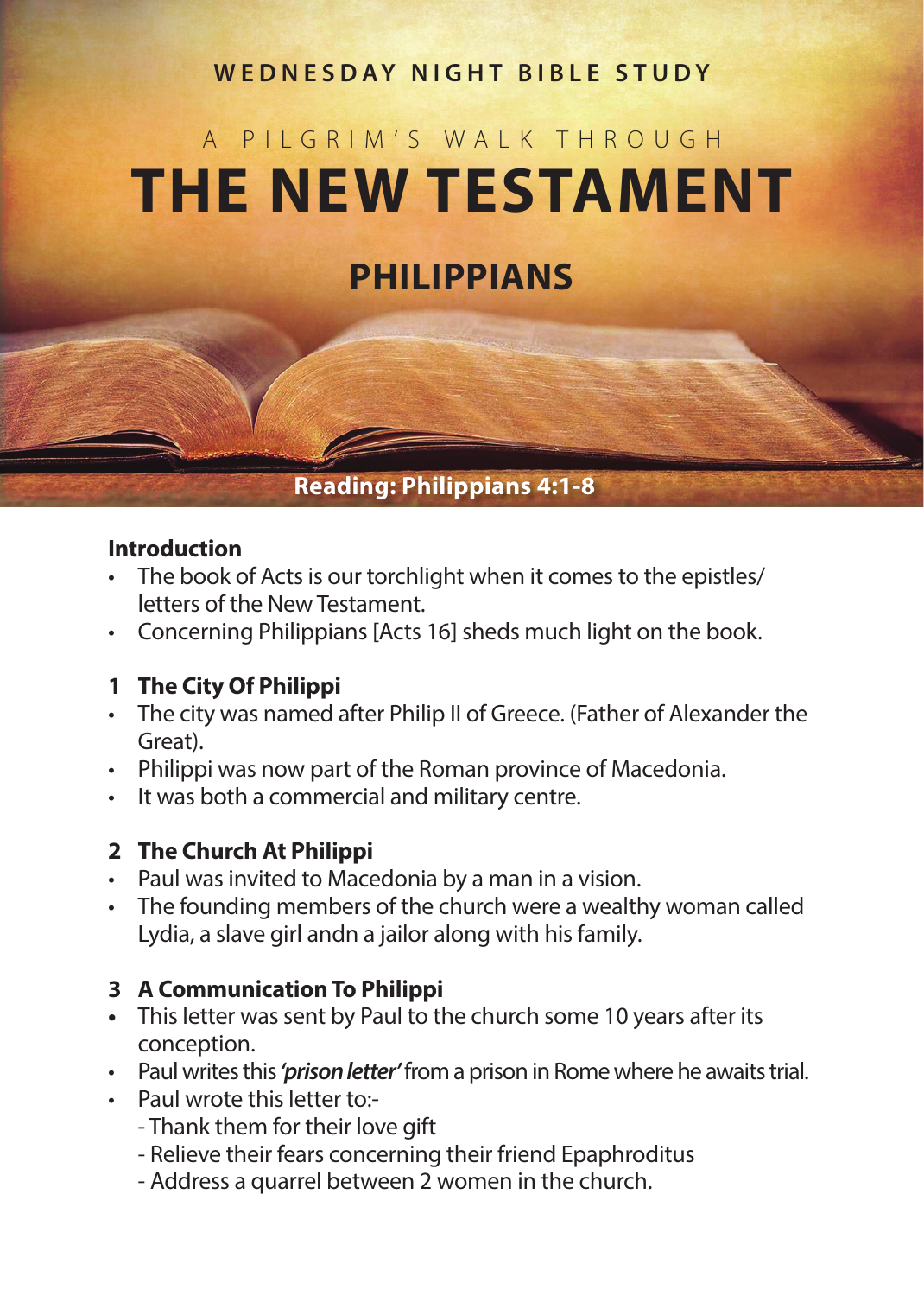WEDNESDAY NIGHT BIBLE STUDY

A PILGRIM'S WALK THROUGH

# THE NEW TESTAMENT

## PHILIPPIANS

**Reading: Philippians 4:1-8**

### Introduction

- The book of Acts is our torchlight when it comes to the epistles/ letters of the New Testament.
- Concerning Philippians [Acts 16] sheds much light on the book.

### 1 The City Of Philippi

- The city was named after Philip II of Greece. (Father of Alexander the Great).
- Philippi was now part of the Roman province of Macedonia.
- It was both a commercial and military centre.

### 2 The Church At Philippi

- Paul was invited to Macedonia by a man in a vision.
- The founding members of the church were a wealthy woman called Lydia, a slave girl andn a jailor along with his family.

### 3 A Communication To Philippi

- This letter was sent by Paul to the church some 10 years after its conception.
- Paul writes this ***'prison letter'*** from a prison in Rome where he awaits trial.
- Paul wrote this letter to:-
  - Thank them for their love gift
  - Relieve their fears concerning their friend Epaphroditus
  - Address a quarrel between 2 women in the church.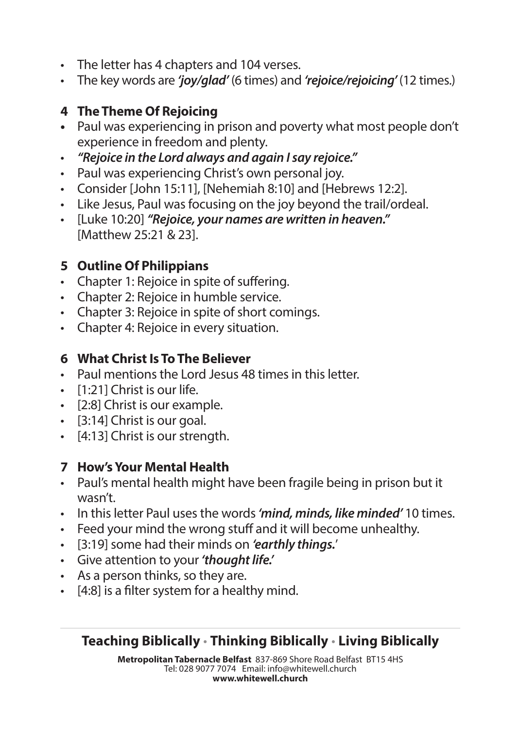- The letter has 4 chapters and 104 verses.
- The key words are ***'joy/glad'*** (6 times) and ***'rejoice/rejoicing'*** (12 times.)

## 4 The Theme Of Rejoicing

- Paul was experiencing in prison and poverty what most people don't experience in freedom and plenty.
- ***"Rejoice in the Lord always and again I say rejoice."***
- Paul was experiencing Christ's own personal joy.
- Consider [John 15:11], [Nehemiah 8:10] and [Hebrews 12:2].
- Like Jesus, Paul was focusing on the joy beyond the trail/ordeal.
- [Luke 10:20] ***"Rejoice, your names are written in heaven."*** [Matthew 25:21 & 23].

## 5 Outline Of Philippians

- Chapter 1: Rejoice in spite of suffering.
- Chapter 2: Rejoice in humble service.
- Chapter 3: Rejoice in spite of short comings.
- Chapter 4: Rejoice in every situation.

## 6 What Christ Is To The Believer

- Paul mentions the Lord Jesus 48 times in this letter.
- [1:21] Christ is our life.
- [2:8] Christ is our example.
- [3:14] Christ is our goal.
- [4:13] Christ is our strength.

## 7 How's Your Mental Health

- Paul's mental health might have been fragile being in prison but it wasn't.
- In this letter Paul uses the words ***'mind, minds, like minded'*** 10 times.
- Feed your mind the wrong stuff and it will become unhealthy.
- [3:19] some had their minds on ***'earthly things.'***
- Give attention to your ***'thought life.'***
- As a person thinks, so they are.
- [4:8] is a filter system for a healthy mind.

---

**Teaching Biblically • Thinking Biblically • Living Biblically**

**Metropolitan Tabernacle Belfast** 837-869 Shore Road Belfast BT15 4HS
Tel: 028 9077 7074 Email: info@whitewell.church
**www.whitewell.church**